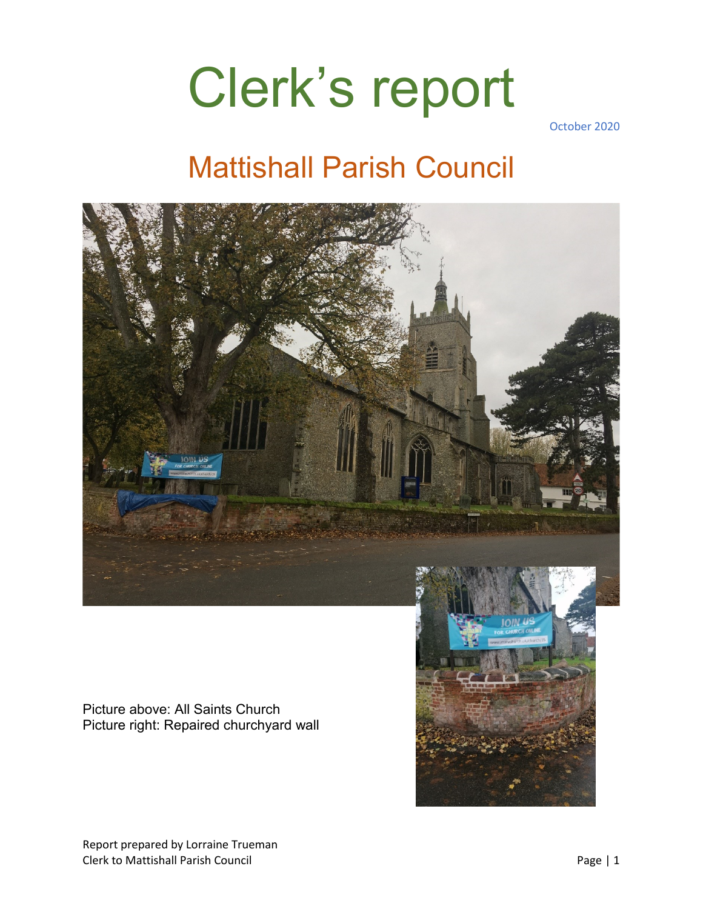# Clerk's report

October 2020

## Mattishall Parish Council

Picture above: All Saints Church
Picture right: Repaired churchyard wall

Report prepared by Lorraine Trueman
Clerk to Mattishall Parish Council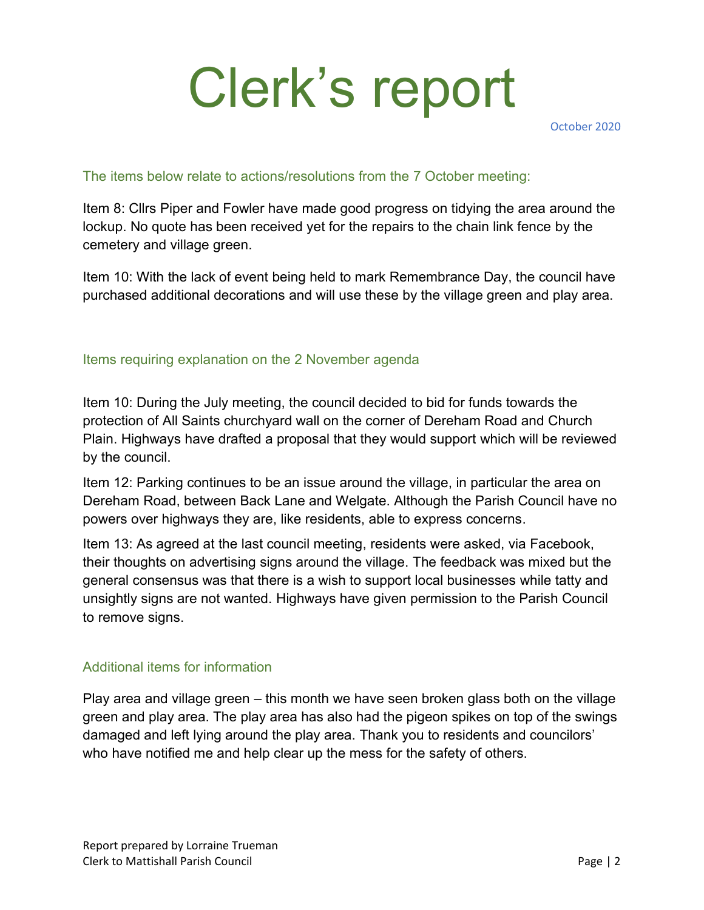# Clerk's report

October 2020

## The items below relate to actions/resolutions from the 7 October meeting:

Item 8: Cllrs Piper and Fowler have made good progress on tidying the area around the lockup. No quote has been received yet for the repairs to the chain link fence by the cemetery and village green.

Item 10: With the lack of event being held to mark Remembrance Day, the council have purchased additional decorations and will use these by the village green and play area.

## Items requiring explanation on the 2 November agenda

Item 10: During the July meeting, the council decided to bid for funds towards the protection of All Saints churchyard wall on the corner of Dereham Road and Church Plain. Highways have drafted a proposal that they would support which will be reviewed by the council.

Item 12: Parking continues to be an issue around the village, in particular the area on Dereham Road, between Back Lane and Welgate. Although the Parish Council have no powers over highways they are, like residents, able to express concerns.

Item 13: As agreed at the last council meeting, residents were asked, via Facebook, their thoughts on advertising signs around the village. The feedback was mixed but the general consensus was that there is a wish to support local businesses while tatty and unsightly signs are not wanted. Highways have given permission to the Parish Council to remove signs.

## Additional items for information

Play area and village green – this month we have seen broken glass both on the village green and play area. The play area has also had the pigeon spikes on top of the swings damaged and left lying around the play area. Thank you to residents and councilors' who have notified me and help clear up the mess for the safety of others.

Report prepared by Lorraine Trueman
Clerk to Mattishall Parish Council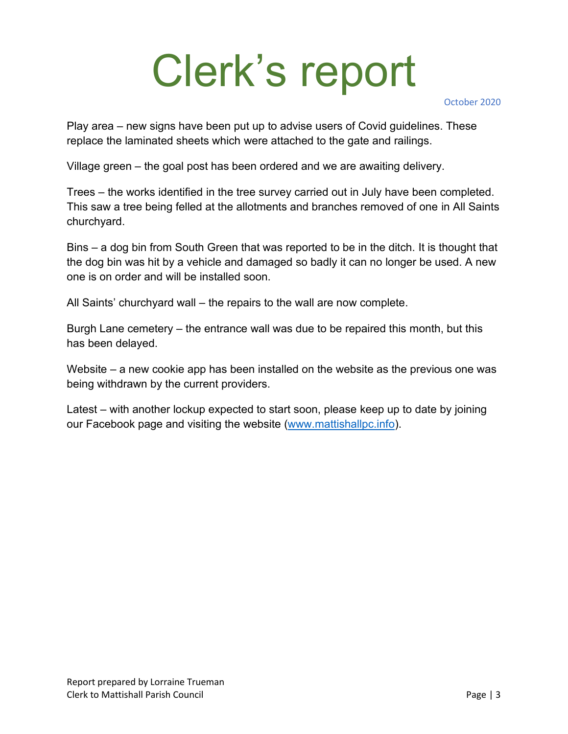# Clerk's report

October 2020

Play area – new signs have been put up to advise users of Covid guidelines. These replace the laminated sheets which were attached to the gate and railings.

Village green – the goal post has been ordered and we are awaiting delivery.

Trees – the works identified in the tree survey carried out in July have been completed. This saw a tree being felled at the allotments and branches removed of one in All Saints churchyard.

Bins – a dog bin from South Green that was reported to be in the ditch. It is thought that the dog bin was hit by a vehicle and damaged so badly it can no longer be used. A new one is on order and will be installed soon.

All Saints' churchyard wall – the repairs to the wall are now complete.

Burgh Lane cemetery – the entrance wall was due to be repaired this month, but this has been delayed.

Website – a new cookie app has been installed on the website as the previous one was being withdrawn by the current providers.

Latest – with another lockup expected to start soon, please keep up to date by joining our Facebook page and visiting the website (www.mattishallpc.info).

Report prepared by Lorraine Trueman
Clerk to Mattishall Parish Council